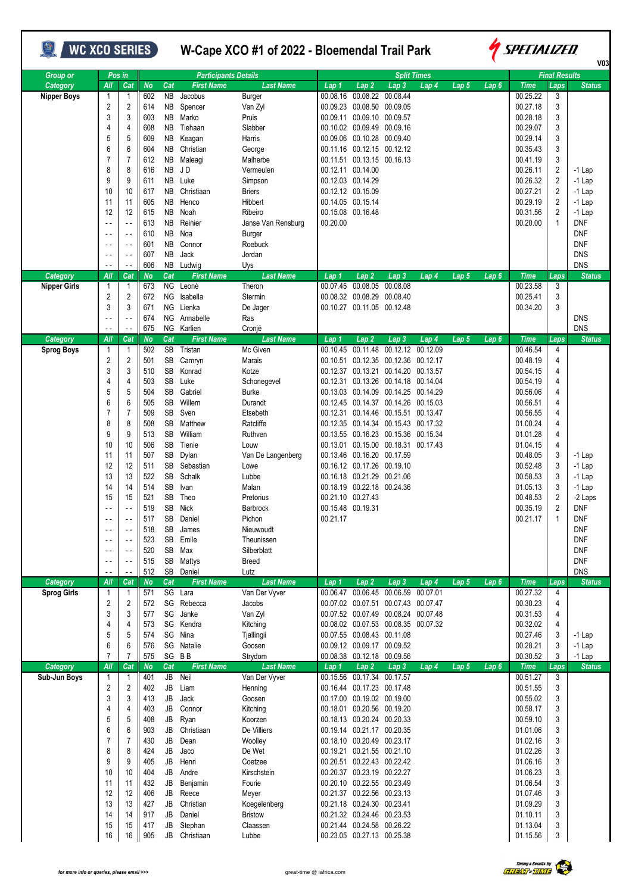# W-Cape XCO #1 of 2022 - Bloemendal Trail Park

V03

| Group or Category | Pos in All | Cat | No | Cat | First Name | Last Name | Lap 1 | Lap 2 | Lap 3 | Lap 4 | Lap 5 | Lap 6 | Time | Laps | Status |
|---|---|---|---|---|---|---|---|---|---|---|---|---|---|---|---|
| Nipper Boys | 1 | 1 | 602 | NB | Jacobus | Burger | 00.08.16 | 00.08.22 | 00.08.44 | | | | 00.25.22 | 3 | |
| | 2 | 2 | 614 | NB | Spencer | Van Zyl | 00.09.23 | 00.08.50 | 00.09.05 | | | | 00.27.18 | 3 | |
| | 3 | 3 | 603 | NB | Marko | Pruis | 00.09.11 | 00.09.10 | 00.09.57 | | | | 00.28.18 | 3 | |
| | 4 | 4 | 608 | NB | Tiehaan | Slabber | 00.10.02 | 00.09.49 | 00.09.16 | | | | 00.29.07 | 3 | |
| | 5 | 5 | 609 | NB | Keagan | Harris | 00.09.06 | 00.10.28 | 00.09.40 | | | | 00.29.14 | 3 | |
| | 6 | 6 | 604 | NB | Christian | George | 00.11.16 | 00.12.15 | 00.12.12 | | | | 00.35.43 | 3 | |
| | 7 | 7 | 612 | NB | Maleagi | Malherbe | 00.11.51 | 00.13.15 | 00.16.13 | | | | 00.41.19 | 3 | |
| | 8 | 8 | 616 | NB | J D | Vermeulen | 00.12.11 | 00.14.00 | | | | | 00.26.11 | 2 | -1 Lap |
| | 9 | 9 | 611 | NB | Luke | Simpson | 00.12.03 | 00.14.29 | | | | | 00.26.32 | 2 | -1 Lap |
| | 10 | 10 | 617 | NB | Christiaan | Briers | 00.12.12 | 00.15.09 | | | | | 00.27.21 | 2 | -1 Lap |
| | 11 | 11 | 605 | NB | Henco | Hibbert | 00.14.05 | 00.15.14 | | | | | 00.29.19 | 2 | -1 Lap |
| | 12 | 12 | 615 | NB | Noah | Ribeiro | 00.15.08 | 00.16.48 | | | | | 00.31.56 | 2 | -1 Lap |
| | -- | -- | 613 | NB | Reinier | Janse Van Rensburg | 00.20.00 | | | | | | 00.20.00 | 1 | DNF |
| | -- | -- | 610 | NB | Noa | Burger | | | | | | | | | DNF |
| | -- | -- | 601 | NB | Connor | Roebuck | | | | | | | | | DNF |
| | -- | -- | 607 | NB | Jack | Jordan | | | | | | | | | DNS |
| | -- | -- | 606 | NB | Ludwig | Uys | | | | | | | | | DNS |
| **Category** | **All** | **Cat** | **No** | **Cat** | **First Name** | **Last Name** | **Lap 1** | **Lap 2** | **Lap 3** | **Lap 4** | **Lap 5** | **Lap 6** | **Time** | **Laps** | **Status** |
| Nipper Girls | 1 | 1 | 673 | NG | Leonè | Theron | 00.07.45 | 00.08.05 | 00.08.08 | | | | 00.23.58 | 3 | |
| | 2 | 2 | 672 | NG | Isabella | Stermin | 00.08.32 | 00.08.29 | 00.08.40 | | | | 00.25.41 | 3 | |
| | 3 | 3 | 671 | NG | Lienka | De Jager | 00.10.27 | 00.11.05 | 00.12.48 | | | | 00.34.20 | 3 | |
| | -- | -- | 674 | NG | Annabelle | Ras | | | | | | | | | DNS |
| | -- | -- | 675 | NG | Karlien | Cronjé | | | | | | | | | DNS |
| **Category** | **All** | **Cat** | **No** | **Cat** | **First Name** | **Last Name** | **Lap 1** | **Lap 2** | **Lap 3** | **Lap 4** | **Lap 5** | **Lap 6** | **Time** | **Laps** | **Status** |
| Sprog Boys | 1 | 1 | 502 | SB | Tristan | Mc Given | 00.10.45 | 00.11.48 | 00.12.12 | 00.12.09 | | | 00.46.54 | 4 | |
| | 2 | 2 | 501 | SB | Camryn | Marais | 00.10.51 | 00.12.35 | 00.12.36 | 00.12.17 | | | 00.48.19 | 4 | |
| | 3 | 3 | 510 | SB | Konrad | Kotze | 00.12.37 | 00.13.21 | 00.14.20 | 00.13.57 | | | 00.54.15 | 4 | |
| | 4 | 4 | 503 | SB | Luke | Schonegevel | 00.12.31 | 00.13.26 | 00.14.18 | 00.14.04 | | | 00.54.19 | 4 | |
| | 5 | 5 | 504 | SB | Gabriel | Burke | 00.13.03 | 00.14.09 | 00.14.25 | 00.14.29 | | | 00.56.06 | 4 | |
| | 6 | 6 | 505 | SB | Willem | Durandt | 00.12.45 | 00.14.37 | 00.14.26 | 00.15.03 | | | 00.56.51 | 4 | |
| | 7 | 7 | 509 | SB | Sven | Etsebeth | 00.12.31 | 00.14.46 | 00.15.51 | 00.13.47 | | | 00.56.55 | 4 | |
| | 8 | 8 | 508 | SB | Matthew | Ratcliffe | 00.12.35 | 00.14.34 | 00.15.43 | 00.17.32 | | | 01.00.24 | 4 | |
| | 9 | 9 | 513 | SB | William | Ruthven | 00.13.55 | 00.16.23 | 00.15.36 | 00.15.34 | | | 01.01.28 | 4 | |
| | 10 | 10 | 506 | SB | Tienie | Louw | 00.13.01 | 00.15.00 | 00.18.31 | 00.17.43 | | | 01.04.15 | 4 | |
| | 11 | 11 | 507 | SB | Dylan | Van De Langenberg | 00.13.46 | 00.16.20 | 00.17.59 | | | | 00.48.05 | 3 | -1 Lap |
| | 12 | 12 | 511 | SB | Sebastian | Lowe | 00.16.12 | 00.17.26 | 00.19.10 | | | | 00.52.48 | 3 | -1 Lap |
| | 13 | 13 | 522 | SB | Schalk | Lubbe | 00.16.18 | 00.21.29 | 00.21.06 | | | | 00.58.53 | 3 | -1 Lap |
| | 14 | 14 | 514 | SB | Ivan | Malan | 00.18.19 | 00.22.18 | 00.24.36 | | | | 01.05.13 | 3 | -1 Lap |
| | 15 | 15 | 521 | SB | Theo | Pretorius | 00.21.10 | 00.27.43 | | | | | 00.48.53 | 2 | -2 Laps |
| | -- | -- | 519 | SB | Nick | Barbrock | 00.15.48 | 00.19.31 | | | | | 00.35.19 | 2 | DNF |
| | -- | -- | 517 | SB | Daniel | Pichon | 00.21.17 | | | | | | 00.21.17 | 1 | DNF |
| | -- | -- | 518 | SB | James | Nieuwoudt | | | | | | | | | DNF |
| | -- | -- | 523 | SB | Emile | Theunissen | | | | | | | | | DNF |
| | -- | -- | 520 | SB | Max | Silberblatt | | | | | | | | | DNF |
| | -- | -- | 515 | SB | Mattys | Breed | | | | | | | | | DNF |
| | -- | -- | 512 | SB | Daniel | Lutz | | | | | | | | | DNS |
| **Category** | **All** | **Cat** | **No** | **Cat** | **First Name** | **Last Name** | **Lap 1** | **Lap 2** | **Lap 3** | **Lap 4** | **Lap 5** | **Lap 6** | **Time** | **Laps** | **Status** |
| Sprog Girls | 1 | 1 | 571 | SG | Lara | Van Der Vyver | 00.06.47 | 00.06.45 | 00.06.59 | 00.07.01 | | | 00.27.32 | 4 | |
| | 2 | 2 | 572 | SG | Rebecca | Jacobs | 00.07.02 | 00.07.51 | 00.07.43 | 00.07.47 | | | 00.30.23 | 4 | |
| | 3 | 3 | 577 | SG | Janke | Van Zyl | 00.07.52 | 00.07.49 | 00.08.24 | 00.07.48 | | | 00.31.53 | 4 | |
| | 4 | 4 | 573 | SG | Kendra | Kitching | 00.08.02 | 00.07.53 | 00.08.35 | 00.07.32 | | | 00.32.02 | 4 | |
| | 5 | 5 | 574 | SG | Nina | Tjallingii | 00.07.55 | 00.08.43 | 00.11.08 | | | | 00.27.46 | 3 | -1 Lap |
| | 6 | 6 | 576 | SG | Natalie | Goosen | 00.09.12 | 00.09.17 | 00.09.52 | | | | 00.28.21 | 3 | -1 Lap |
| | 7 | 7 | 575 | SG | B B | Strydom | 00.08.38 | 00.12.18 | 00.09.56 | | | | 00.30.52 | 3 | -1 Lap |
| **Category** | **All** | **Cat** | **No** | **Cat** | **First Name** | **Last Name** | **Lap 1** | **Lap 2** | **Lap 3** | **Lap 4** | **Lap 5** | **Lap 6** | **Time** | **Laps** | **Status** |
| Sub-Jun Boys | 1 | 1 | 401 | JB | Neil | Van Der Vyver | 00.15.56 | 00.17.34 | 00.17.57 | | | | 00.51.27 | 3 | |
| | 2 | 2 | 402 | JB | Liam | Henning | 00.16.44 | 00.17.23 | 00.17.48 | | | | 00.51.55 | 3 | |
| | 3 | 3 | 413 | JB | Jack | Goosen | 00.17.00 | 00.19.02 | 00.19.00 | | | | 00.55.02 | 3 | |
| | 4 | 4 | 403 | JB | Connor | Kitching | 00.18.01 | 00.20.56 | 00.19.20 | | | | 00.58.17 | 3 | |
| | 5 | 5 | 408 | JB | Ryan | Koorzen | 00.18.13 | 00.20.24 | 00.20.33 | | | | 00.59.10 | 3 | |
| | 6 | 6 | 903 | JB | Christiaan | De Villiers | 00.19.14 | 00.21.17 | 00.20.35 | | | | 01.01.06 | 3 | |
| | 7 | 7 | 430 | JB | Dean | Woolley | 00.18.10 | 00.20.49 | 00.23.17 | | | | 01.02.16 | 3 | |
| | 8 | 8 | 424 | JB | Jaco | De Wet | 00.19.21 | 00.21.55 | 00.21.10 | | | | 01.02.26 | 3 | |
| | 9 | 9 | 405 | JB | Henri | Coetzee | 00.20.51 | 00.22.43 | 00.22.42 | | | | 01.06.16 | 3 | |
| | 10 | 10 | 404 | JB | Andre | Kirschstein | 00.20.37 | 00.23.19 | 00.22.27 | | | | 01.06.23 | 3 | |
| | 11 | 11 | 432 | JB | Benjamin | Fourie | 00.20.10 | 00.22.55 | 00.23.49 | | | | 01.06.54 | 3 | |
| | 12 | 12 | 406 | JB | Reece | Meyer | 00.21.37 | 00.22.56 | 00.23.13 | | | | 01.07.46 | 3 | |
| | 13 | 13 | 427 | JB | Christian | Koegelenberg | 00.21.18 | 00.24.30 | 00.23.41 | | | | 01.09.29 | 3 | |
| | 14 | 14 | 917 | JB | Daniel | Bristow | 00.21.32 | 00.24.46 | 00.23.53 | | | | 01.10.11 | 3 | |
| | 15 | 15 | 417 | JB | Stephan | Claassen | 00.21.44 | 00.24.58 | 00.26.22 | | | | 01.13.04 | 3 | |
| | 16 | 16 | 905 | JB | Christiaan | Lubbe | 00.23.05 | 00.27.13 | 00.25.38 | | | | 01.15.56 | 3 | |

for more info or queries, please email >>> great-time @ iafrica.com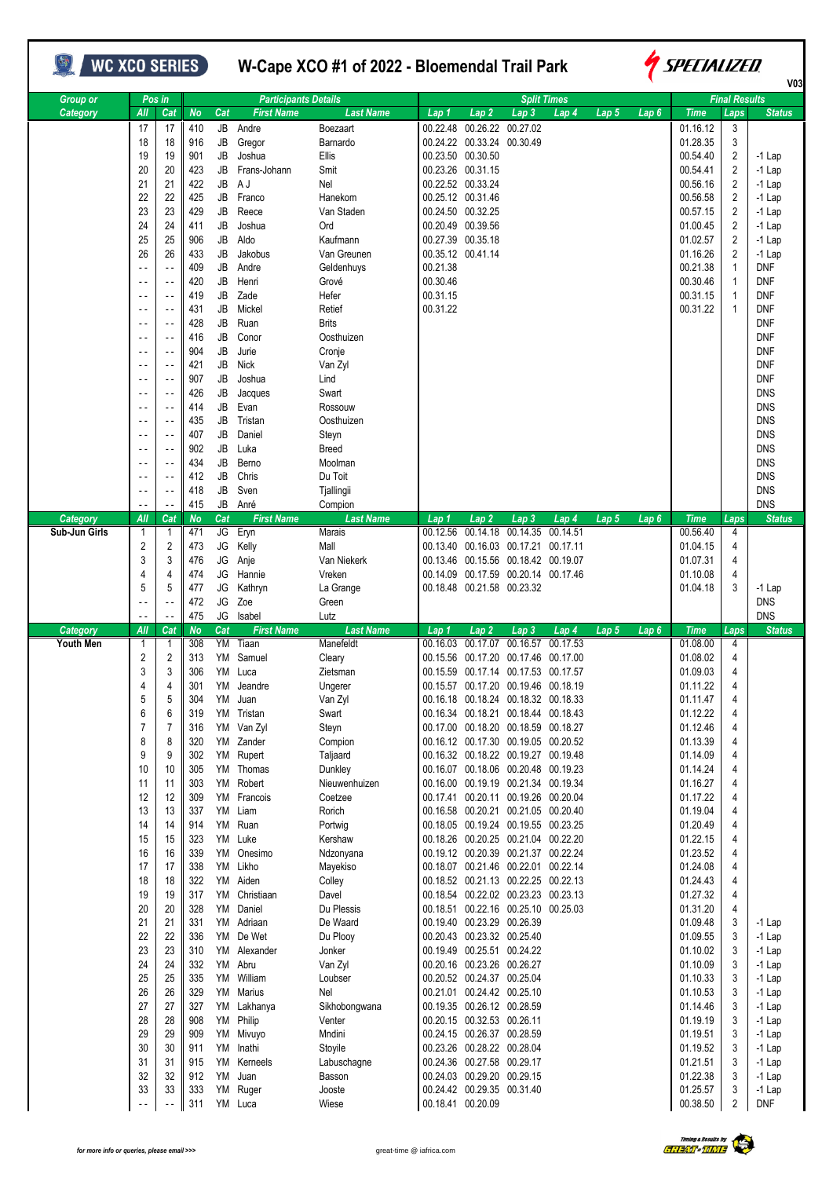# W-Cape XCO #1 of 2022 - Bloemendal Trail Park

V03

| Group or Category | Pos in All | Cat | No | Cat | First Name | Last Name | Lap 1 | Lap 2 | Lap 3 | Lap 4 | Lap 5 | Lap 6 | Time | Laps | Status |
|---|---|---|---|---|---|---|---|---|---|---|---|---|---|---|---|
| | 17 | 17 | 410 | JB | Andre | Boezaart | 00.22.48 | 00.26.22 | 00.27.02 | | | | 01.16.12 | 3 | |
| | 18 | 18 | 916 | JB | Gregor | Barnardo | 00.24.22 | 00.33.24 | 00.30.49 | | | | 01.28.35 | 3 | |
| | 19 | 19 | 901 | JB | Joshua | Ellis | 00.23.50 | 00.30.50 | | | | | 00.54.40 | 2 | -1 Lap |
| | 20 | 20 | 423 | JB | Frans-Johann | Smit | 00.23.26 | 00.31.15 | | | | | 00.54.41 | 2 | -1 Lap |
| | 21 | 21 | 422 | JB | A J | Nel | 00.22.52 | 00.33.24 | | | | | 00.56.16 | 2 | -1 Lap |
| | 22 | 22 | 425 | JB | Franco | Hanekom | 00.25.12 | 00.31.46 | | | | | 00.56.58 | 2 | -1 Lap |
| | 23 | 23 | 429 | JB | Reece | Van Staden | 00.24.50 | 00.32.25 | | | | | 00.57.15 | 2 | -1 Lap |
| | 24 | 24 | 411 | JB | Joshua | Ord | 00.20.49 | 00.39.56 | | | | | 01.00.45 | 2 | -1 Lap |
| | 25 | 25 | 906 | JB | Aldo | Kaufmann | 00.27.39 | 00.35.18 | | | | | 01.02.57 | 2 | -1 Lap |
| | 26 | 26 | 433 | JB | Jakobus | Van Greunen | 00.35.12 | 00.41.14 | | | | | 01.16.26 | 2 | -1 Lap |
| | -- | -- | 409 | JB | Andre | Geldenhuys | 00.21.38 | | | | | | 00.21.38 | 1 | DNF |
| | -- | -- | 420 | JB | Henri | Grové | 00.30.46 | | | | | | 00.30.46 | 1 | DNF |
| | -- | -- | 419 | JB | Zade | Hefer | 00.31.15 | | | | | | 00.31.15 | 1 | DNF |
| | -- | -- | 431 | JB | Mickel | Retief | 00.31.22 | | | | | | 00.31.22 | 1 | DNF |
| | -- | -- | 428 | JB | Ruan | Brits | | | | | | | | | DNF |
| | -- | -- | 416 | JB | Conor | Oosthuizen | | | | | | | | | DNF |
| | -- | -- | 904 | JB | Jurie | Cronje | | | | | | | | | DNF |
| | -- | -- | 421 | JB | Nick | Van Zyl | | | | | | | | | DNF |
| | -- | -- | 907 | JB | Joshua | Lind | | | | | | | | | DNF |
| | -- | -- | 426 | JB | Jacques | Swart | | | | | | | | | DNS |
| | -- | -- | 414 | JB | Evan | Rossouw | | | | | | | | | DNS |
| | -- | -- | 435 | JB | Tristan | Oosthuizen | | | | | | | | | DNS |
| | -- | -- | 407 | JB | Daniel | Steyn | | | | | | | | | DNS |
| | -- | -- | 902 | JB | Luka | Breed | | | | | | | | | DNS |
| | -- | -- | 434 | JB | Berno | Moolman | | | | | | | | | DNS |
| | -- | -- | 412 | JB | Chris | Du Toit | | | | | | | | | DNS |
| | -- | -- | 418 | JB | Sven | Tjallingii | | | | | | | | | DNS |
| | -- | -- | 415 | JB | André | Compion | | | | | | | | | DNS |
| **Category** | **All** | **Cat** | **No** | **Cat** | **First Name** | **Last Name** | **Lap 1** | **Lap 2** | **Lap 3** | **Lap 4** | **Lap 5** | **Lap 6** | **Time** | **Laps** | **Status** |
| **Sub-Jun Girls** | 1 | 1 | 471 | JG | Eryn | Marais | 00.12.56 | 00.14.18 | 00.14.35 | 00.14.51 | | | 00.56.40 | 4 | |
| | 2 | 2 | 473 | JG | Kelly | Mall | 00.13.40 | 00.16.03 | 00.17.21 | 00.17.11 | | | 01.04.15 | 4 | |
| | 3 | 3 | 476 | JG | Anje | Van Niekerk | 00.13.46 | 00.15.56 | 00.18.42 | 00.19.07 | | | 01.07.31 | 4 | |
| | 4 | 4 | 474 | JG | Hannie | Vreken | 00.14.09 | 00.17.59 | 00.20.14 | 00.17.46 | | | 01.10.08 | 4 | |
| | 5 | 5 | 477 | JG | Kathryn | La Grange | 00.18.48 | 00.21.58 | 00.23.32 | | | | 01.04.18 | 3 | -1 Lap |
| | -- | -- | 472 | JG | Zoe | Green | | | | | | | | | DNS |
| | -- | -- | 475 | JG | Isabel | Lutz | | | | | | | | | DNS |
| **Category** | **All** | **Cat** | **No** | **Cat** | **First Name** | **Last Name** | **Lap 1** | **Lap 2** | **Lap 3** | **Lap 4** | **Lap 5** | **Lap 6** | **Time** | **Laps** | **Status** |
| **Youth Men** | 1 | 1 | 308 | YM | Tiaan | Manefeldt | 00.16.03 | 00.17.07 | 00.16.57 | 00.17.53 | | | 01.08.00 | 4 | |
| | 2 | 2 | 313 | YM | Samuel | Cleary | 00.15.56 | 00.17.20 | 00.17.46 | 00.17.00 | | | 01.08.02 | 4 | |
| | 3 | 3 | 306 | YM | Luca | Zietsman | 00.15.59 | 00.17.14 | 00.17.53 | 00.17.57 | | | 01.09.03 | 4 | |
| | 4 | 4 | 301 | YM | Jeandre | Ungerer | 00.15.57 | 00.17.20 | 00.19.46 | 00.18.19 | | | 01.11.22 | 4 | |
| | 5 | 5 | 304 | YM | Juan | Van Zyl | 00.16.18 | 00.18.24 | 00.18.32 | 00.18.33 | | | 01.11.47 | 4 | |
| | 6 | 6 | 319 | YM | Tristan | Swart | 00.16.34 | 00.18.21 | 00.18.44 | 00.18.43 | | | 01.12.22 | 4 | |
| | 7 | 7 | 316 | YM | Van Zyl | Steyn | 00.17.00 | 00.18.20 | 00.18.59 | 00.18.27 | | | 01.12.46 | 4 | |
| | 8 | 8 | 320 | YM | Zander | Compion | 00.16.12 | 00.17.30 | 00.19.05 | 00.20.52 | | | 01.13.39 | 4 | |
| | 9 | 9 | 302 | YM | Rupert | Taljaard | 00.16.32 | 00.18.22 | 00.19.27 | 00.19.48 | | | 01.14.09 | 4 | |
| | 10 | 10 | 305 | YM | Thomas | Dunkley | 00.16.07 | 00.18.06 | 00.20.48 | 00.19.23 | | | 01.14.24 | 4 | |
| | 11 | 11 | 303 | YM | Robert | Nieuwenhuizen | 00.16.00 | 00.19.19 | 00.21.34 | 00.19.34 | | | 01.16.27 | 4 | |
| | 12 | 12 | 309 | YM | Francois | Coetzee | 00.17.41 | 00.20.11 | 00.19.26 | 00.20.04 | | | 01.17.22 | 4 | |
| | 13 | 13 | 337 | YM | Liam | Rorich | 00.16.58 | 00.20.21 | 00.21.05 | 00.20.40 | | | 01.19.04 | 4 | |
| | 14 | 14 | 914 | YM | Ruan | Portwig | 00.18.05 | 00.19.24 | 00.19.55 | 00.23.25 | | | 01.20.49 | 4 | |
| | 15 | 15 | 323 | YM | Luke | Kershaw | 00.18.26 | 00.20.25 | 00.21.04 | 00.22.20 | | | 01.22.15 | 4 | |
| | 16 | 16 | 339 | YM | Onesimo | Ndzonyana | 00.19.12 | 00.20.39 | 00.21.37 | 00.22.24 | | | 01.23.52 | 4 | |
| | 17 | 17 | 338 | YM | Likho | Mayekiso | 00.18.07 | 00.21.46 | 00.22.01 | 00.22.14 | | | 01.24.08 | 4 | |
| | 18 | 18 | 322 | YM | Aiden | Colley | 00.18.52 | 00.21.13 | 00.22.25 | 00.22.13 | | | 01.24.43 | 4 | |
| | 19 | 19 | 317 | YM | Christiaan | Davel | 00.18.54 | 00.22.02 | 00.23.23 | 00.23.13 | | | 01.27.32 | 4 | |
| | 20 | 20 | 328 | YM | Daniel | Du Plessis | 00.18.51 | 00.22.16 | 00.25.10 | 00.25.03 | | | 01.31.20 | 4 | |
| | 21 | 21 | 331 | YM | Adriaan | De Waard | 00.19.40 | 00.23.29 | 00.26.39 | | | | 01.09.48 | 3 | -1 Lap |
| | 22 | 22 | 336 | YM | De Wet | Du Plooy | 00.20.43 | 00.23.32 | 00.25.40 | | | | 01.09.55 | 3 | -1 Lap |
| | 23 | 23 | 310 | YM | Alexander | Jonker | 00.19.49 | 00.25.51 | 00.24.22 | | | | 01.10.02 | 3 | -1 Lap |
| | 24 | 24 | 332 | YM | Abru | Van Zyl | 00.20.16 | 00.23.26 | 00.26.27 | | | | 01.10.09 | 3 | -1 Lap |
| | 25 | 25 | 335 | YM | William | Loubser | 00.20.52 | 00.24.37 | 00.25.04 | | | | 01.10.33 | 3 | -1 Lap |
| | 26 | 26 | 329 | YM | Marius | Nel | 00.21.01 | 00.24.42 | 00.25.10 | | | | 01.10.53 | 3 | -1 Lap |
| | 27 | 27 | 327 | YM | Lakhanya | Sikhobongwana | 00.19.35 | 00.26.12 | 00.28.59 | | | | 01.14.46 | 3 | -1 Lap |
| | 28 | 28 | 908 | YM | Philip | Venter | 00.20.15 | 00.32.53 | 00.26.11 | | | | 01.19.19 | 3 | -1 Lap |
| | 29 | 29 | 909 | YM | Mivuyo | Mndini | 00.24.15 | 00.26.37 | 00.28.59 | | | | 01.19.51 | 3 | -1 Lap |
| | 30 | 30 | 911 | YM | Inathi | Stoyile | 00.23.26 | 00.28.22 | 00.28.04 | | | | 01.19.52 | 3 | -1 Lap |
| | 31 | 31 | 915 | YM | Kerneels | Labuschagne | 00.24.36 | 00.27.58 | 00.29.17 | | | | 01.21.51 | 3 | -1 Lap |
| | 32 | 32 | 912 | YM | Juan | Basson | 00.24.03 | 00.29.20 | 00.29.15 | | | | 01.22.38 | 3 | -1 Lap |
| | 33 | 33 | 333 | YM | Ruger | Jooste | 00.24.42 | 00.29.35 | 00.31.40 | | | | 01.25.57 | 3 | -1 Lap |
| | -- | -- | 311 | YM | Luca | Wiese | 00.18.41 | 00.20.09 | | | | | 00.38.50 | 2 | DNF |

for more info or queries, please email >>> great-time @ iafrica.com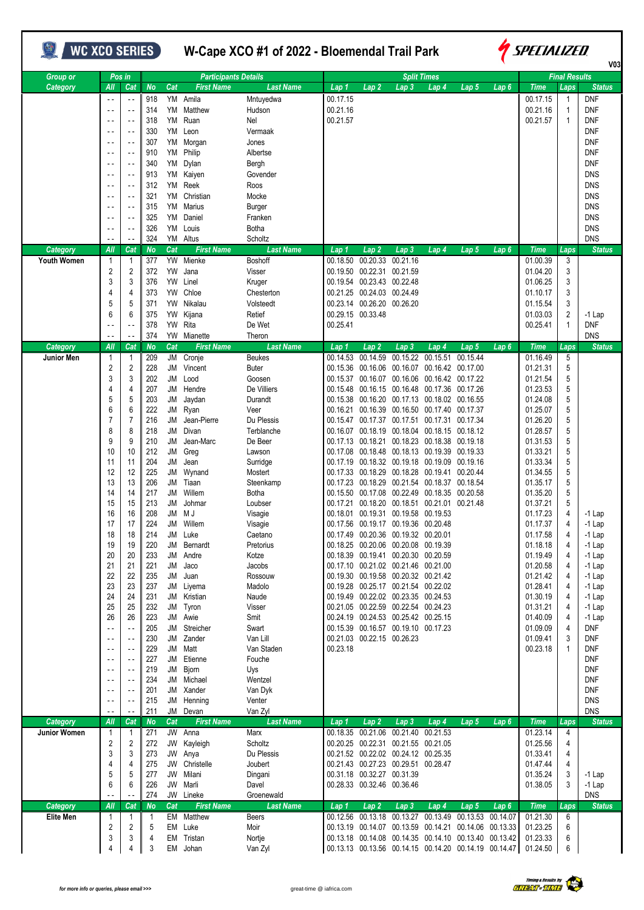# W-Cape XCO #1 of 2022 - Bloemendal Trail Park

WC XCO SERIES — SPECIALIZED — V03

| Group or Category | Pos in All | Pos in Cat | No | Cat | First Name | Last Name | Lap 1 | Lap 2 | Lap 3 | Lap 4 | Lap 5 | Lap 6 | Time | Laps | Status |
|---|---|---|---|---|---|---|---|---|---|---|---|---|---|---|---|
| | -- | -- | 918 | YM | Amila | Mntuyedwa | 00.17.15 | | | | | | 00.17.15 | 1 | DNF |
| | -- | -- | 314 | YM | Matthew | Hudson | 00.21.16 | | | | | | 00.21.16 | 1 | DNF |
| | -- | -- | 318 | YM | Ruan | Nel | 00.21.57 | | | | | | 00.21.57 | 1 | DNF |
| | -- | -- | 330 | YM | Leon | Vermaak | | | | | | | | | DNF |
| | -- | -- | 307 | YM | Morgan | Jones | | | | | | | | | DNF |
| | -- | -- | 910 | YM | Philip | Albertse | | | | | | | | | DNF |
| | -- | -- | 340 | YM | Dylan | Bergh | | | | | | | | | DNF |
| | -- | -- | 913 | YM | Kaiyen | Govender | | | | | | | | | DNS |
| | -- | -- | 312 | YM | Reek | Roos | | | | | | | | | DNS |
| | -- | -- | 321 | YM | Christian | Mocke | | | | | | | | | DNS |
| | -- | -- | 315 | YM | Marius | Burger | | | | | | | | | DNS |
| | -- | -- | 325 | YM | Daniel | Franken | | | | | | | | | DNS |
| | -- | -- | 326 | YM | Louis | Botha | | | | | | | | | DNS |
| | -- | -- | 324 | YM | Altus | Scholtz | | | | | | | | | DNS |
| **Category** | **All** | **Cat** | **No** | **Cat** | **First Name** | **Last Name** | **Lap 1** | **Lap 2** | **Lap 3** | **Lap 4** | **Lap 5** | **Lap 6** | **Time** | **Laps** | **Status** |
| **Youth Women** | 1 | 1 | 377 | YW | Mienke | Boshoff | 00.18.50 | 00.20.33 | 00.21.16 | | | | 01.00.39 | 3 | |
| | 2 | 2 | 372 | YW | Jana | Visser | 00.19.50 | 00.22.31 | 00.21.59 | | | | 01.04.20 | 3 | |
| | 3 | 3 | 376 | YW | Linel | Kruger | 00.19.54 | 00.23.43 | 00.22.48 | | | | 01.06.25 | 3 | |
| | 4 | 4 | 373 | YW | Chloe | Chesterton | 00.21.25 | 00.24.03 | 00.24.49 | | | | 01.10.17 | 3 | |
| | 5 | 5 | 371 | YW | Nikalau | Volsteedt | 00.23.14 | 00.26.20 | 00.26.20 | | | | 01.15.54 | 3 | |
| | 6 | 6 | 375 | YW | Kijana | Retief | 00.29.15 | 00.33.48 | | | | | 01.03.03 | 2 | -1 Lap |
| | -- | -- | 378 | YW | Rita | De Wet | 00.25.41 | | | | | | 00.25.41 | 1 | DNF |
| | -- | -- | 374 | YW | Mianette | Theron | | | | | | | | | DNS |
| **Category** | **All** | **Cat** | **No** | **Cat** | **First Name** | **Last Name** | **Lap 1** | **Lap 2** | **Lap 3** | **Lap 4** | **Lap 5** | **Lap 6** | **Time** | **Laps** | **Status** |
| **Junior Men** | 1 | 1 | 209 | JM | Cronje | Beukes | 00.14.53 | 00.14.59 | 00.15.22 | 00.15.51 | 00.15.44 | | 01.16.49 | 5 | |
| | 2 | 2 | 228 | JM | Vincent | Buter | 00.15.36 | 00.16.06 | 00.16.07 | 00.16.42 | 00.17.00 | | 01.21.31 | 5 | |
| | 3 | 3 | 202 | JM | Lood | Goosen | 00.15.37 | 00.16.07 | 00.16.06 | 00.16.42 | 00.17.22 | | 01.21.54 | 5 | |
| | 4 | 4 | 207 | JM | Hendre | De Villiers | 00.15.48 | 00.16.15 | 00.16.48 | 00.17.36 | 00.17.26 | | 01.23.53 | 5 | |
| | 5 | 5 | 203 | JM | Jaydan | Durandt | 00.15.38 | 00.16.20 | 00.17.13 | 00.18.02 | 00.16.55 | | 01.24.08 | 5 | |
| | 6 | 6 | 222 | JM | Ryan | Veer | 00.16.21 | 00.16.39 | 00.16.50 | 00.17.40 | 00.17.37 | | 01.25.07 | 5 | |
| | 7 | 7 | 216 | JM | Jean-Pierre | Du Plessis | 00.15.47 | 00.17.37 | 00.17.51 | 00.17.31 | 00.17.34 | | 01.26.20 | 5 | |
| | 8 | 8 | 218 | JM | Divan | Terblanche | 00.16.07 | 00.18.19 | 00.18.04 | 00.18.15 | 00.18.12 | | 01.28.57 | 5 | |
| | 9 | 9 | 210 | JM | Jean-Marc | De Beer | 00.17.13 | 00.18.21 | 00.18.23 | 00.18.38 | 00.19.18 | | 01.31.53 | 5 | |
| | 10 | 10 | 212 | JM | Greg | Lawson | 00.17.08 | 00.18.48 | 00.18.13 | 00.19.39 | 00.19.33 | | 01.33.21 | 5 | |
| | 11 | 11 | 204 | JM | Jean | Surridge | 00.17.19 | 00.18.32 | 00.19.18 | 00.19.09 | 00.19.16 | | 01.33.34 | 5 | |
| | 12 | 12 | 225 | JM | Wynand | Mostert | 00.17.33 | 00.18.29 | 00.18.28 | 00.19.41 | 00.20.44 | | 01.34.55 | 5 | |
| | 13 | 13 | 206 | JM | Tiaan | Steenkamp | 00.17.23 | 00.18.29 | 00.21.54 | 00.18.37 | 00.18.54 | | 01.35.17 | 5 | |
| | 14 | 14 | 217 | JM | Willem | Botha | 00.15.50 | 00.17.08 | 00.22.49 | 00.18.35 | 00.20.58 | | 01.35.20 | 5 | |
| | 15 | 15 | 213 | JM | Johmar | Loubser | 00.17.21 | 00.18.20 | 00.18.51 | 00.21.01 | 00.21.48 | | 01.37.21 | 5 | |
| | 16 | 16 | 208 | JM | M J | Visagie | 00.18.01 | 00.19.31 | 00.19.58 | 00.19.53 | | | 01.17.23 | 4 | -1 Lap |
| | 17 | 17 | 224 | JM | Willem | Visagie | 00.17.56 | 00.19.17 | 00.19.36 | 00.20.48 | | | 01.17.37 | 4 | -1 Lap |
| | 18 | 18 | 214 | JM | Luke | Caetano | 00.17.49 | 00.20.36 | 00.19.32 | 00.20.01 | | | 01.17.58 | 4 | -1 Lap |
| | 19 | 19 | 220 | JM | Bernardt | Pretorius | 00.18.25 | 00.20.06 | 00.20.08 | 00.19.39 | | | 01.18.18 | 4 | -1 Lap |
| | 20 | 20 | 233 | JM | Andre | Kotze | 00.18.39 | 00.19.41 | 00.20.30 | 00.20.59 | | | 01.19.49 | 4 | -1 Lap |
| | 21 | 21 | 221 | JM | Jaco | Jacobs | 00.17.10 | 00.21.02 | 00.21.46 | 00.21.00 | | | 01.20.58 | 4 | -1 Lap |
| | 22 | 22 | 235 | JM | Juan | Rossouw | 00.19.30 | 00.19.58 | 00.20.32 | 00.21.42 | | | 01.21.42 | 4 | -1 Lap |
| | 23 | 23 | 237 | JM | Liyema | Madolo | 00.19.28 | 00.25.17 | 00.21.54 | 00.22.02 | | | 01.28.41 | 4 | -1 Lap |
| | 24 | 24 | 231 | JM | Kristian | Naude | 00.19.49 | 00.22.02 | 00.23.35 | 00.24.53 | | | 01.30.19 | 4 | -1 Lap |
| | 25 | 25 | 232 | JM | Tyron | Visser | 00.21.05 | 00.22.59 | 00.22.54 | 00.24.23 | | | 01.31.21 | 4 | -1 Lap |
| | 26 | 26 | 223 | JM | Awie | Smit | 00.24.19 | 00.24.53 | 00.25.42 | 00.25.15 | | | 01.40.09 | 4 | -1 Lap |
| | -- | -- | 205 | JM | Streicher | Swart | 00.15.39 | 00.16.57 | 00.19.10 | 00.17.23 | | | 01.09.09 | 4 | DNF |
| | -- | -- | 230 | JM | Zander | Van Lill | 00.21.03 | 00.22.15 | 00.26.23 | | | | 01.09.41 | 3 | DNF |
| | -- | -- | 229 | JM | Matt | Van Staden | 00.23.18 | | | | | | 00.23.18 | 1 | DNF |
| | -- | -- | 227 | JM | Etienne | Fouche | | | | | | | | | DNF |
| | -- | -- | 219 | JM | Bjorn | Uys | | | | | | | | | DNF |
| | -- | -- | 234 | JM | Michael | Wentzel | | | | | | | | | DNF |
| | -- | -- | 201 | JM | Xander | Van Dyk | | | | | | | | | DNF |
| | -- | -- | 215 | JM | Henning | Venter | | | | | | | | | DNS |
| | -- | -- | 211 | JM | Devan | Van Zyl | | | | | | | | | DNS |
| **Category** | **All** | **Cat** | **No** | **Cat** | **First Name** | **Last Name** | **Lap 1** | **Lap 2** | **Lap 3** | **Lap 4** | **Lap 5** | **Lap 6** | **Time** | **Laps** | **Status** |
| **Junior Women** | 1 | 1 | 271 | JW | Anna | Marx | 00.18.35 | 00.21.06 | 00.21.40 | 00.21.53 | | | 01.23.14 | 4 | |
| | 2 | 2 | 272 | JW | Kayleigh | Scholtz | 00.20.25 | 00.22.31 | 00.21.55 | 00.21.05 | | | 01.25.56 | 4 | |
| | 3 | 3 | 273 | JW | Anya | Du Plessis | 00.21.52 | 00.22.02 | 00.24.12 | 00.25.35 | | | 01.33.41 | 4 | |
| | 4 | 4 | 275 | JW | Christelle | Joubert | 00.21.43 | 00.27.23 | 00.29.51 | 00.28.47 | | | 01.47.44 | 4 | |
| | 5 | 5 | 277 | JW | Milani | Dingani | 00.31.18 | 00.32.27 | 00.31.39 | | | | 01.35.24 | 3 | -1 Lap |
| | 6 | 6 | 226 | JW | Marli | Davel | 00.28.33 | 00.32.46 | 00.36.46 | | | | 01.38.05 | 3 | -1 Lap |
| | -- | -- | 274 | JW | Lineke | Groenewald | | | | | | | | | DNS |
| **Category** | **All** | **Cat** | **No** | **Cat** | **First Name** | **Last Name** | **Lap 1** | **Lap 2** | **Lap 3** | **Lap 4** | **Lap 5** | **Lap 6** | **Time** | **Laps** | **Status** |
| **Elite Men** | 1 | 1 | 1 | EM | Matthew | Beers | 00.12.56 | 00.13.18 | 00.13.27 | 00.13.49 | 00.13.53 | 00.14.07 | 01.21.30 | 6 | |
| | 2 | 2 | 5 | EM | Luke | Moir | 00.13.19 | 00.14.07 | 00.13.59 | 00.14.21 | 00.14.06 | 00.13.33 | 01.23.25 | 6 | |
| | 3 | 3 | 4 | EM | Tristan | Nortje | 00.13.18 | 00.14.08 | 00.14.35 | 00.14.10 | 00.13.40 | 00.13.42 | 01.23.33 | 6 | |
| | 4 | 4 | 3 | EM | Johan | Van Zyl | 00.13.13 | 00.13.56 | 00.14.15 | 00.14.20 | 00.14.19 | 00.14.47 | 01.24.50 | 6 | |

for more info or queries, please email >>> great-time @ iafrica.com

Timing & Results by GREAT-TIME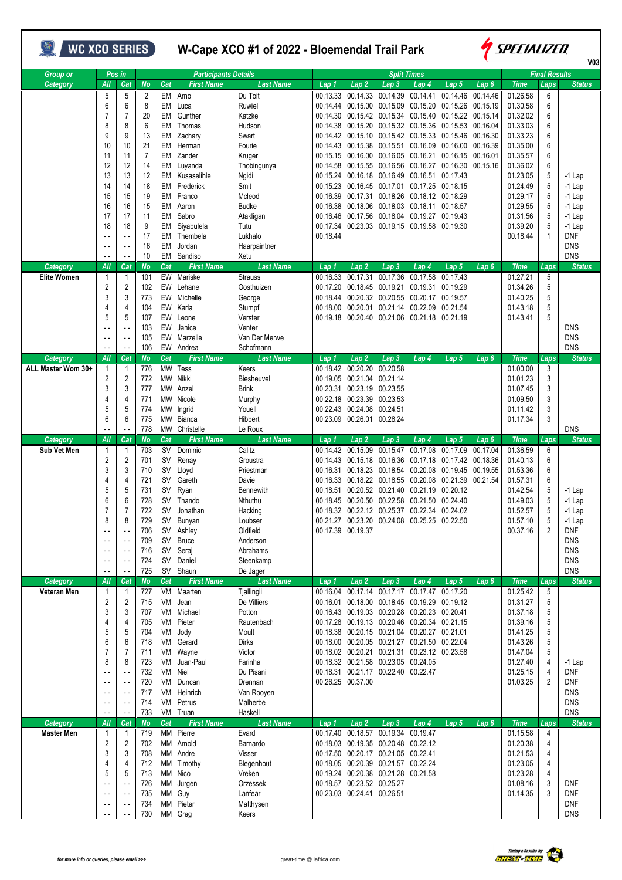# WC XCO SERIES

## W-Cape XCO #1 of 2022 - Bloemendal Trail Park

SPECIALIZED

V03

| Group or Category | Pos in All | Cat | No | Cat | First Name | Last Name | Lap 1 | Lap 2 | Lap 3 | Lap 4 | Lap 5 | Lap 6 | Time | Laps | Status |
|---|---|---|---|---|---|---|---|---|---|---|---|---|---|---|---|
| | 5 | 5 | 2 | EM | Arno | Du Toit | 00.13.33 | 00.14.33 | 00.14.39 | 00.14.41 | 00.14.46 | 00.14.46 | 01.26.58 | 6 | |
| | 6 | 6 | 8 | EM | Luca | Ruwiel | 00.14.44 | 00.15.00 | 00.15.09 | 00.15.20 | 00.15.26 | 00.15.19 | 01.30.58 | 6 | |
| | 7 | 7 | 20 | EM | Gunther | Katzke | 00.14.30 | 00.15.42 | 00.15.34 | 00.15.40 | 00.15.22 | 00.15.14 | 01.32.02 | 6 | |
| | 8 | 8 | 6 | EM | Thomas | Hudson | 00.14.38 | 00.15.20 | 00.15.32 | 00.15.36 | 00.15.53 | 00.16.04 | 01.33.03 | 6 | |
| | 9 | 9 | 13 | EM | Zachary | Swart | 00.14.42 | 00.15.10 | 00.15.42 | 00.15.33 | 00.15.46 | 00.16.30 | 01.33.23 | 6 | |
| | 10 | 10 | 21 | EM | Herman | Fourie | 00.14.43 | 00.15.38 | 00.15.51 | 00.16.09 | 00.16.00 | 00.16.39 | 01.35.00 | 6 | |
| | 11 | 11 | 7 | EM | Zander | Kruger | 00.15.15 | 00.16.00 | 00.16.05 | 00.16.21 | 00.16.15 | 00.16.01 | 01.35.57 | 6 | |
| | 12 | 12 | 14 | EM | Luyanda | Thobingunya | 00.14.58 | 00.15.55 | 00.16.56 | 00.16.27 | 00.16.30 | 00.15.16 | 01.36.02 | 6 | |
| | 13 | 13 | 12 | EM | Kusaselihle | Ngidi | 00.15.24 | 00.16.18 | 00.16.49 | 00.16.51 | 00.17.43 | | 01.23.05 | 5 | -1 Lap |
| | 14 | 14 | 18 | EM | Frederick | Smit | 00.15.23 | 00.16.45 | 00.17.01 | 00.17.25 | 00.18.15 | | 01.24.49 | 5 | -1 Lap |
| | 15 | 15 | 19 | EM | Franco | Mcleod | 00.16.39 | 00.17.31 | 00.18.26 | 00.18.12 | 00.18.29 | | 01.29.17 | 5 | -1 Lap |
| | 16 | 16 | 15 | EM | Aaron | Budke | 00.16.38 | 00.18.06 | 00.18.03 | 00.18.11 | 00.18.57 | | 01.29.55 | 5 | -1 Lap |
| | 17 | 17 | 11 | EM | Sabro | Atakligan | 00.16.46 | 00.17.56 | 00.18.04 | 00.19.27 | 00.19.43 | | 01.31.56 | 5 | -1 Lap |
| | 18 | 18 | 9 | EM | Siyabulela | Tutu | 00.17.34 | 00.23.03 | 00.19.15 | 00.19.58 | 00.19.30 | | 01.39.20 | 5 | -1 Lap |
| | -- | -- | 17 | EM | Thembela | Lukhalo | 00.18.44 | | | | | | 00.18.44 | 1 | DNF |
| | -- | -- | 16 | EM | Jordan | Haarpaintner | | | | | | | | | DNS |
| | -- | -- | 10 | EM | Sandiso | Xetu | | | | | | | | | DNS |
| **Category** | **All** | **Cat** | **No** | **Cat** | **First Name** | **Last Name** | **Lap 1** | **Lap 2** | **Lap 3** | **Lap 4** | **Lap 5** | **Lap 6** | **Time** | **Laps** | **Status** |
| Elite Women | 1 | 1 | 101 | EW | Mariske | Strauss | 00.16.33 | 00.17.31 | 00.17.36 | 00.17.58 | 00.17.43 | | 01.27.21 | 5 | |
| | 2 | 2 | 102 | EW | Lehane | Oosthuizen | 00.17.20 | 00.18.45 | 00.19.21 | 00.19.31 | 00.19.29 | | 01.34.26 | 5 | |
| | 3 | 3 | 773 | EW | Michelle | George | 00.18.44 | 00.20.32 | 00.20.55 | 00.20.17 | 00.19.57 | | 01.40.25 | 5 | |
| | 4 | 4 | 104 | EW | Karla | Stumpf | 00.18.00 | 00.20.01 | 00.21.14 | 00.22.09 | 00.21.54 | | 01.43.18 | 5 | |
| | 5 | 5 | 107 | EW | Leone | Verster | 00.19.18 | 00.20.40 | 00.21.06 | 00.21.18 | 00.21.19 | | 01.43.41 | 5 | |
| | -- | -- | 103 | EW | Janice | Venter | | | | | | | | | DNS |
| | -- | -- | 105 | EW | Marzelle | Van Der Merwe | | | | | | | | | DNS |
| | -- | -- | 106 | EW | Andrea | Schofmann | | | | | | | | | DNS |
| **Category** | **All** | **Cat** | **No** | **Cat** | **First Name** | **Last Name** | **Lap 1** | **Lap 2** | **Lap 3** | **Lap 4** | **Lap 5** | **Lap 6** | **Time** | **Laps** | **Status** |
| ALL Master Wom 30+ | 1 | 1 | 776 | MW | Tess | Keers | 00.18.42 | 00.20.20 | 00.20.58 | | | | 01.00.00 | 3 | |
| | 2 | 2 | 772 | MW | Nikki | Biesheuvel | 00.19.05 | 00.21.04 | 00.21.14 | | | | 01.01.23 | 3 | |
| | 3 | 3 | 777 | MW | Anzel | Brink | 00.20.31 | 00.23.19 | 00.23.55 | | | | 01.07.45 | 3 | |
| | 4 | 4 | 771 | MW | Nicole | Murphy | 00.22.18 | 00.23.39 | 00.23.53 | | | | 01.09.50 | 3 | |
| | 5 | 5 | 774 | MW | Ingrid | Youell | 00.22.43 | 00.24.08 | 00.24.51 | | | | 01.11.42 | 3 | |
| | 6 | 6 | 775 | MW | Bianca | Hibbert | 00.23.09 | 00.26.01 | 00.28.24 | | | | 01.17.34 | 3 | |
| | -- | -- | 778 | MW | Christelle | Le Roux | | | | | | | | | DNS |
| **Category** | **All** | **Cat** | **No** | **Cat** | **First Name** | **Last Name** | **Lap 1** | **Lap 2** | **Lap 3** | **Lap 4** | **Lap 5** | **Lap 6** | **Time** | **Laps** | **Status** |
| Sub Vet Men | 1 | 1 | 703 | SV | Dominic | Calitz | 00.14.42 | 00.15.09 | 00.15.47 | 00.17.08 | 00.17.09 | 00.17.04 | 01.36.59 | 6 | |
| | 2 | 2 | 701 | SV | Renay | Groustra | 00.14.43 | 00.15.18 | 00.16.36 | 00.17.18 | 00.17.42 | 00.18.36 | 01.40.13 | 6 | |
| | 3 | 3 | 710 | SV | Lloyd | Priestman | 00.16.31 | 00.18.23 | 00.18.54 | 00.20.08 | 00.19.45 | 00.19.55 | 01.53.36 | 6 | |
| | 4 | 4 | 721 | SV | Gareth | Davie | 00.16.33 | 00.18.22 | 00.18.55 | 00.20.08 | 00.21.39 | 00.21.54 | 01.57.31 | 6 | |
| | 5 | 5 | 731 | SV | Ryan | Bennewith | 00.18.51 | 00.20.52 | 00.21.40 | 00.21.19 | 00.20.12 | | 01.42.54 | 5 | -1 Lap |
| | 6 | 6 | 728 | SV | Thando | Nthuthu | 00.18.45 | 00.20.50 | 00.22.58 | 00.21.50 | 00.24.40 | | 01.49.03 | 5 | -1 Lap |
| | 7 | 7 | 722 | SV | Jonathan | Hacking | 00.18.32 | 00.22.12 | 00.25.37 | 00.22.34 | 00.24.02 | | 01.52.57 | 5 | -1 Lap |
| | 8 | 8 | 729 | SV | Bunyan | Loubser | 00.21.27 | 00.23.20 | 00.24.08 | 00.25.25 | 00.22.50 | | 01.57.10 | 5 | -1 Lap |
| | -- | -- | 706 | SV | Ashley | Oldfield | 00.17.39 | 00.19.37 | | | | | 00.37.16 | 2 | DNF |
| | -- | -- | 709 | SV | Bruce | Anderson | | | | | | | | | DNS |
| | -- | -- | 716 | SV | Seraj | Abrahams | | | | | | | | | DNS |
| | -- | -- | 724 | SV | Daniel | Steenkamp | | | | | | | | | DNS |
| | -- | -- | 725 | SV | Shaun | De Jager | | | | | | | | | DNS |
| **Category** | **All** | **Cat** | **No** | **Cat** | **First Name** | **Last Name** | **Lap 1** | **Lap 2** | **Lap 3** | **Lap 4** | **Lap 5** | **Lap 6** | **Time** | **Laps** | **Status** |
| Veteran Men | 1 | 1 | 727 | VM | Maarten | Tjallingii | 00.16.04 | 00.17.14 | 00.17.17 | 00.17.47 | 00.17.20 | | 01.25.42 | 5 | |
| | 2 | 2 | 715 | VM | Jean | De Villiers | 00.16.01 | 00.18.00 | 00.18.45 | 00.19.29 | 00.19.12 | | 01.31.27 | 5 | |
| | 3 | 3 | 707 | VM | Michael | Potton | 00.16.43 | 00.19.03 | 00.20.28 | 00.20.23 | 00.20.41 | | 01.37.18 | 5 | |
| | 4 | 4 | 705 | VM | Pieter | Rautenbach | 00.17.28 | 00.19.13 | 00.20.46 | 00.20.34 | 00.21.15 | | 01.39.16 | 5 | |
| | 5 | 5 | 704 | VM | Jody | Moult | 00.18.38 | 00.20.15 | 00.21.04 | 00.20.27 | 00.21.01 | | 01.41.25 | 5 | |
| | 6 | 6 | 718 | VM | Gerard | Dirks | 00.18.00 | 00.20.05 | 00.21.27 | 00.21.50 | 00.22.04 | | 01.43.26 | 5 | |
| | 7 | 7 | 711 | VM | Wayne | Victor | 00.18.02 | 00.20.21 | 00.21.31 | 00.23.12 | 00.23.58 | | 01.47.04 | 5 | |
| | 8 | 8 | 723 | VM | Juan-Paul | Farinha | 00.18.32 | 00.21.58 | 00.23.05 | 00.24.05 | | | 01.27.40 | 4 | -1 Lap |
| | -- | -- | 732 | VM | Niel | Du Pisani | 00.18.31 | 00.21.17 | 00.22.40 | 00.22.47 | | | 01.25.15 | 4 | DNF |
| | -- | -- | 720 | VM | Duncan | Drennan | 00.26.25 | 00.37.00 | | | | | 01.03.25 | 2 | DNF |
| | -- | -- | 717 | VM | Heinrich | Van Rooyen | | | | | | | | | DNS |
| | -- | -- | 714 | VM | Petrus | Malherbe | | | | | | | | | DNS |
| | -- | -- | 733 | VM | Truan | Haskell | | | | | | | | | DNS |
| **Category** | **All** | **Cat** | **No** | **Cat** | **First Name** | **Last Name** | **Lap 1** | **Lap 2** | **Lap 3** | **Lap 4** | **Lap 5** | **Lap 6** | **Time** | **Laps** | **Status** |
| Master Men | 1 | 1 | 719 | MM | Pierre | Evard | 00.17.40 | 00.18.57 | 00.19.34 | 00.19.47 | | | 01.15.58 | 4 | |
| | 2 | 2 | 702 | MM | Arnold | Barnardo | 00.18.03 | 00.19.35 | 00.20.48 | 00.22.12 | | | 01.20.38 | 4 | |
| | 3 | 3 | 708 | MM | Andre | Visser | 00.17.50 | 00.20.17 | 00.21.05 | 00.22.41 | | | 01.21.53 | 4 | |
| | 4 | 4 | 712 | MM | Timothy | Blegenhout | 00.18.05 | 00.20.39 | 00.21.57 | 00.22.24 | | | 01.23.05 | 4 | |
| | 5 | 5 | 713 | MM | Nico | Vreken | 00.19.24 | 00.20.38 | 00.21.28 | 00.21.58 | | | 01.23.28 | 4 | |
| | -- | -- | 726 | MM | Jurgen | Orzessek | 00.18.57 | 00.23.52 | 00.25.27 | | | | 01.08.16 | 3 | DNF |
| | -- | -- | 735 | MM | Guy | Lanfear | 00.23.03 | 00.24.41 | 00.26.51 | | | | 01.14.35 | 3 | DNF |
| | -- | -- | 734 | MM | Pieter | Matthysen | | | | | | | | | DNF |
| | -- | -- | 730 | MM | Greg | Keers | | | | | | | | | DNS |

for more info or queries, please email >>> great-time @ iafrica.com

Timing & Results by GREAT-TIME